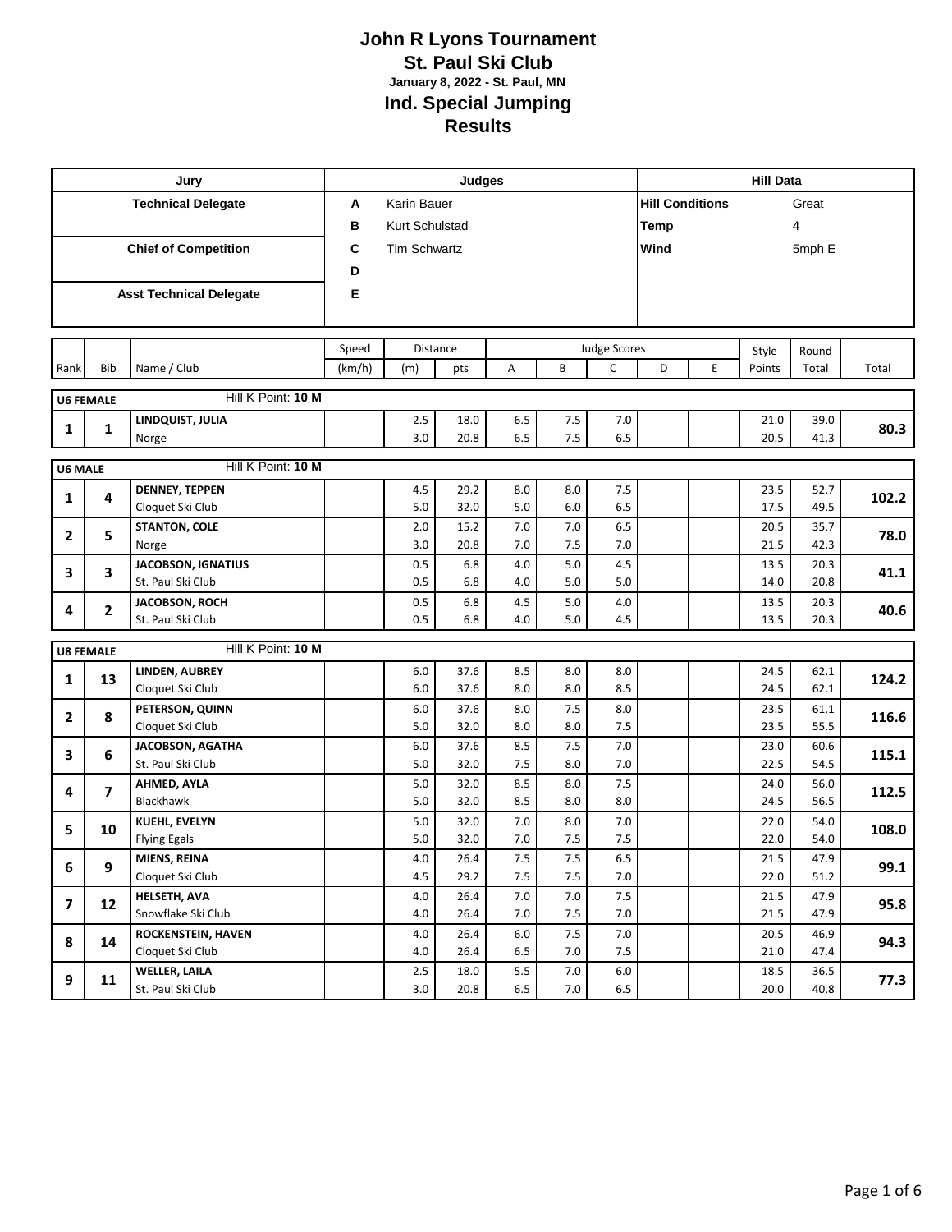# John R Lyons Tournament
## St. Paul Ski Club
**January 8, 2022 - St. Paul, MN**
## Ind. Special Jumping
## Results

| Jury | Judges | | Hill Data | |
|---|---|---|---|---|
| **Technical Delegate** | **A** | Karin Bauer | **Hill Conditions** | Great |
| | **B** | Kurt Schulstad | **Temp** | 4 |
| **Chief of Competition** | **C** | Tim Schwartz | **Wind** | 5mph E |
| | **D** | | | |
| **Asst Technical Delegate** | **E** | | | |

| Rank | Bib | Name / Club | Speed (km/h) | Distance (m) | Distance pts | A | B | C | D | E | Style Points | Round Total | Total |
|---|---|---|---|---|---|---|---|---|---|---|---|---|---|
| **U6 FEMALE** | | Hill K Point: **10 M** | | | | | | | | | | | |
| **1** | **1** | **LINDQUIST, JULIA** | | 2.5 | 18.0 | 6.5 | 7.5 | 7.0 | | | 21.0 | 39.0 | **80.3** |
| | | Norge | | 3.0 | 20.8 | 6.5 | 7.5 | 6.5 | | | 20.5 | 41.3 | |
| **U6 MALE** | | Hill K Point: **10 M** | | | | | | | | | | | |
| **1** | **4** | **DENNEY, TEPPEN** | | 4.5 | 29.2 | 8.0 | 8.0 | 7.5 | | | 23.5 | 52.7 | **102.2** |
| | | Cloquet Ski Club | | 5.0 | 32.0 | 5.0 | 6.0 | 6.5 | | | 17.5 | 49.5 | |
| **2** | **5** | **STANTON, COLE** | | 2.0 | 15.2 | 7.0 | 7.0 | 6.5 | | | 20.5 | 35.7 | **78.0** |
| | | Norge | | 3.0 | 20.8 | 7.0 | 7.5 | 7.0 | | | 21.5 | 42.3 | |
| **3** | **3** | **JACOBSON, IGNATIUS** | | 0.5 | 6.8 | 4.0 | 5.0 | 4.5 | | | 13.5 | 20.3 | **41.1** |
| | | St. Paul Ski Club | | 0.5 | 6.8 | 4.0 | 5.0 | 5.0 | | | 14.0 | 20.8 | |
| **4** | **2** | **JACOBSON, ROCH** | | 0.5 | 6.8 | 4.5 | 5.0 | 4.0 | | | 13.5 | 20.3 | **40.6** |
| | | St. Paul Ski Club | | 0.5 | 6.8 | 4.0 | 5.0 | 4.5 | | | 13.5 | 20.3 | |
| **U8 FEMALE** | | Hill K Point: **10 M** | | | | | | | | | | | |
| **1** | **13** | **LINDEN, AUBREY** | | 6.0 | 37.6 | 8.5 | 8.0 | 8.0 | | | 24.5 | 62.1 | **124.2** |
| | | Cloquet Ski Club | | 6.0 | 37.6 | 8.0 | 8.0 | 8.5 | | | 24.5 | 62.1 | |
| **2** | **8** | **PETERSON, QUINN** | | 6.0 | 37.6 | 8.0 | 7.5 | 8.0 | | | 23.5 | 61.1 | **116.6** |
| | | Cloquet Ski Club | | 5.0 | 32.0 | 8.0 | 8.0 | 7.5 | | | 23.5 | 55.5 | |
| **3** | **6** | **JACOBSON, AGATHA** | | 6.0 | 37.6 | 8.5 | 7.5 | 7.0 | | | 23.0 | 60.6 | **115.1** |
| | | St. Paul Ski Club | | 5.0 | 32.0 | 7.5 | 8.0 | 7.0 | | | 22.5 | 54.5 | |
| **4** | **7** | **AHMED, AYLA** | | 5.0 | 32.0 | 8.5 | 8.0 | 7.5 | | | 24.0 | 56.0 | **112.5** |
| | | Blackhawk | | 5.0 | 32.0 | 8.5 | 8.0 | 8.0 | | | 24.5 | 56.5 | |
| **5** | **10** | **KUEHL, EVELYN** | | 5.0 | 32.0 | 7.0 | 8.0 | 7.0 | | | 22.0 | 54.0 | **108.0** |
| | | Flying Egals | | 5.0 | 32.0 | 7.0 | 7.5 | 7.5 | | | 22.0 | 54.0 | |
| **6** | **9** | **MIENS, REINA** | | 4.0 | 26.4 | 7.5 | 7.5 | 6.5 | | | 21.5 | 47.9 | **99.1** |
| | | Cloquet Ski Club | | 4.5 | 29.2 | 7.5 | 7.5 | 7.0 | | | 22.0 | 51.2 | |
| **7** | **12** | **HELSETH, AVA** | | 4.0 | 26.4 | 7.0 | 7.0 | 7.5 | | | 21.5 | 47.9 | **95.8** |
| | | Snowflake Ski Club | | 4.0 | 26.4 | 7.0 | 7.5 | 7.0 | | | 21.5 | 47.9 | |
| **8** | **14** | **ROCKENSTEIN, HAVEN** | | 4.0 | 26.4 | 6.0 | 7.5 | 7.0 | | | 20.5 | 46.9 | **94.3** |
| | | Cloquet Ski Club | | 4.0 | 26.4 | 6.5 | 7.0 | 7.5 | | | 21.0 | 47.4 | |
| **9** | **11** | **WELLER, LAILA** | | 2.5 | 18.0 | 5.5 | 7.0 | 6.0 | | | 18.5 | 36.5 | **77.3** |
| | | St. Paul Ski Club | | 3.0 | 20.8 | 6.5 | 7.0 | 6.5 | | | 20.0 | 40.8 | |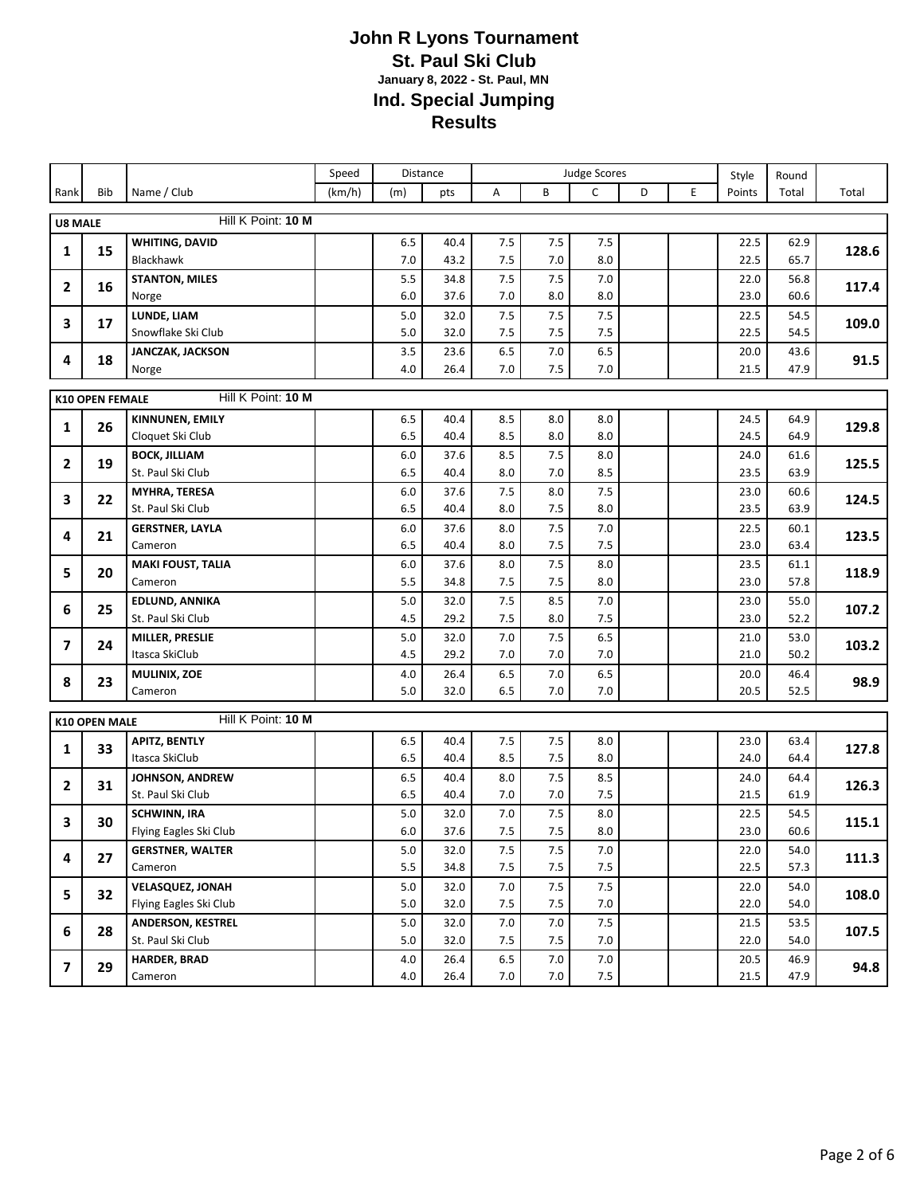# John R Lyons Tournament
## St. Paul Ski Club
### January 8, 2022 - St. Paul, MN
## Ind. Special Jumping
## Results

| Rank | Bib | Name / Club | Speed (km/h) | Distance (m) | Distance pts | Judge Scores A | B | C | D | E | Style Points | Round Total | Total |
|---|---|---|---|---|---|---|---|---|---|---|---|---|---|
| **U8 MALE** | | Hill K Point: **10 M** | | | | | | | | | | | |
| **1** | **15** | **WHITING, DAVID** | | 6.5 | 40.4 | 7.5 | 7.5 | 7.5 | | | 22.5 | 62.9 | **128.6** |
| | | Blackhawk | | 7.0 | 43.2 | 7.5 | 7.0 | 8.0 | | | 22.5 | 65.7 | |
| **2** | **16** | **STANTON, MILES** | | 5.5 | 34.8 | 7.5 | 7.5 | 7.0 | | | 22.0 | 56.8 | **117.4** |
| | | Norge | | 6.0 | 37.6 | 7.0 | 8.0 | 8.0 | | | 23.0 | 60.6 | |
| **3** | **17** | **LUNDE, LIAM** | | 5.0 | 32.0 | 7.5 | 7.5 | 7.5 | | | 22.5 | 54.5 | **109.0** |
| | | Snowflake Ski Club | | 5.0 | 32.0 | 7.5 | 7.5 | 7.5 | | | 22.5 | 54.5 | |
| **4** | **18** | **JANCZAK, JACKSON** | | 3.5 | 23.6 | 6.5 | 7.0 | 6.5 | | | 20.0 | 43.6 | **91.5** |
| | | Norge | | 4.0 | 26.4 | 7.0 | 7.5 | 7.0 | | | 21.5 | 47.9 | |
| **K10 OPEN FEMALE** | | Hill K Point: **10 M** | | | | | | | | | | | |
| **1** | **26** | **KINNUNEN, EMILY** | | 6.5 | 40.4 | 8.5 | 8.0 | 8.0 | | | 24.5 | 64.9 | **129.8** |
| | | Cloquet Ski Club | | 6.5 | 40.4 | 8.5 | 8.0 | 8.0 | | | 24.5 | 64.9 | |
| **2** | **19** | **BOCK, JILLIAM** | | 6.0 | 37.6 | 8.5 | 7.5 | 8.0 | | | 24.0 | 61.6 | **125.5** |
| | | St. Paul Ski Club | | 6.5 | 40.4 | 8.0 | 7.0 | 8.5 | | | 23.5 | 63.9 | |
| **3** | **22** | **MYHRA, TERESA** | | 6.0 | 37.6 | 7.5 | 8.0 | 7.5 | | | 23.0 | 60.6 | **124.5** |
| | | St. Paul Ski Club | | 6.5 | 40.4 | 8.0 | 7.5 | 8.0 | | | 23.5 | 63.9 | |
| **4** | **21** | **GERSTNER, LAYLA** | | 6.0 | 37.6 | 8.0 | 7.5 | 7.0 | | | 22.5 | 60.1 | **123.5** |
| | | Cameron | | 6.5 | 40.4 | 8.0 | 7.5 | 7.5 | | | 23.0 | 63.4 | |
| **5** | **20** | **MAKI FOUST, TALIA** | | 6.0 | 37.6 | 8.0 | 7.5 | 8.0 | | | 23.5 | 61.1 | **118.9** |
| | | Cameron | | 5.5 | 34.8 | 7.5 | 7.5 | 8.0 | | | 23.0 | 57.8 | |
| **6** | **25** | **EDLUND, ANNIKA** | | 5.0 | 32.0 | 7.5 | 8.5 | 7.0 | | | 23.0 | 55.0 | **107.2** |
| | | St. Paul Ski Club | | 4.5 | 29.2 | 7.5 | 8.0 | 7.5 | | | 23.0 | 52.2 | |
| **7** | **24** | **MILLER, PRESLIE** | | 5.0 | 32.0 | 7.0 | 7.5 | 6.5 | | | 21.0 | 53.0 | **103.2** |
| | | Itasca SkiClub | | 4.5 | 29.2 | 7.0 | 7.0 | 7.0 | | | 21.0 | 50.2 | |
| **8** | **23** | **MULINIX, ZOE** | | 4.0 | 26.4 | 6.5 | 7.0 | 6.5 | | | 20.0 | 46.4 | **98.9** |
| | | Cameron | | 5.0 | 32.0 | 6.5 | 7.0 | 7.0 | | | 20.5 | 52.5 | |
| **K10 OPEN MALE** | | Hill K Point: **10 M** | | | | | | | | | | | |
| **1** | **33** | **APITZ, BENTLY** | | 6.5 | 40.4 | 7.5 | 7.5 | 8.0 | | | 23.0 | 63.4 | **127.8** |
| | | Itasca SkiClub | | 6.5 | 40.4 | 8.5 | 7.5 | 8.0 | | | 24.0 | 64.4 | |
| **2** | **31** | **JOHNSON, ANDREW** | | 6.5 | 40.4 | 8.0 | 7.5 | 8.5 | | | 24.0 | 64.4 | **126.3** |
| | | St. Paul Ski Club | | 6.5 | 40.4 | 7.0 | 7.0 | 7.5 | | | 21.5 | 61.9 | |
| **3** | **30** | **SCHWINN, IRA** | | 5.0 | 32.0 | 7.0 | 7.5 | 8.0 | | | 22.5 | 54.5 | **115.1** |
| | | Flying Eagles Ski Club | | 6.0 | 37.6 | 7.5 | 7.5 | 8.0 | | | 23.0 | 60.6 | |
| **4** | **27** | **GERSTNER, WALTER** | | 5.0 | 32.0 | 7.5 | 7.5 | 7.0 | | | 22.0 | 54.0 | **111.3** |
| | | Cameron | | 5.5 | 34.8 | 7.5 | 7.5 | 7.5 | | | 22.5 | 57.3 | |
| **5** | **32** | **VELASQUEZ, JONAH** | | 5.0 | 32.0 | 7.0 | 7.5 | 7.5 | | | 22.0 | 54.0 | **108.0** |
| | | Flying Eagles Ski Club | | 5.0 | 32.0 | 7.5 | 7.5 | 7.0 | | | 22.0 | 54.0 | |
| **6** | **28** | **ANDERSON, KESTREL** | | 5.0 | 32.0 | 7.0 | 7.0 | 7.5 | | | 21.5 | 53.5 | **107.5** |
| | | St. Paul Ski Club | | 5.0 | 32.0 | 7.5 | 7.5 | 7.0 | | | 22.0 | 54.0 | |
| **7** | **29** | **HARDER, BRAD** | | 4.0 | 26.4 | 6.5 | 7.0 | 7.0 | | | 20.5 | 46.9 | **94.8** |
| | | Cameron | | 4.0 | 26.4 | 7.0 | 7.0 | 7.5 | | | 21.5 | 47.9 | |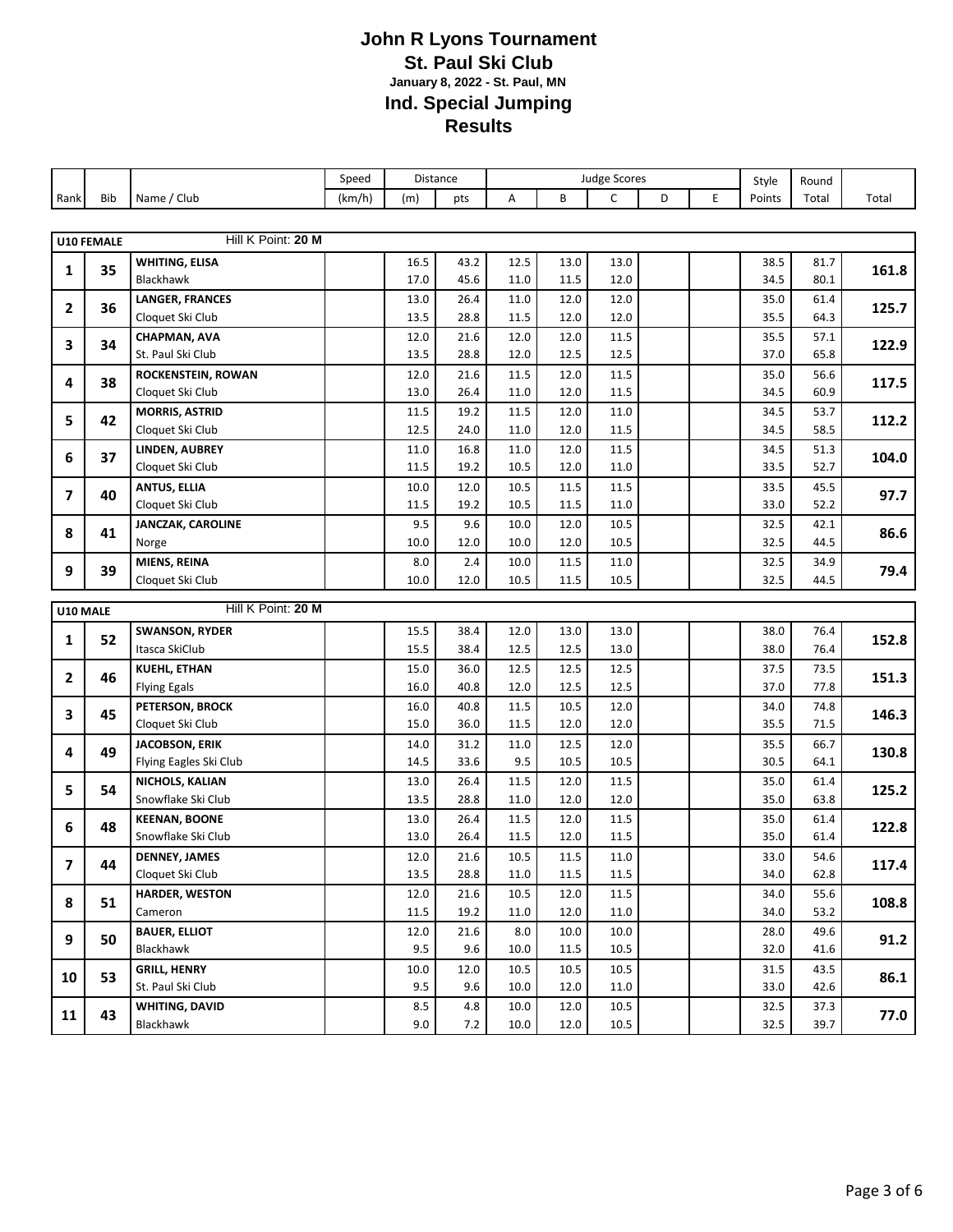# John R Lyons Tournament

## St. Paul Ski Club

**January 8, 2022 - St. Paul, MN**

## Ind. Special Jumping

## Results

| Rank | Bib | Name / Club | Speed (km/h) | Distance (m) | Distance pts | Judge A | Judge B | Judge C | Judge D | Judge E | Style Points | Round Total | Total |
|---|---|---|---|---|---|---|---|---|---|---|---|---|---|
| **U10 FEMALE** | | Hill K Point: **20 M** | | | | | | | | | | | |
| **1** | **35** | **WHITING, ELISA** | | 16.5 | 43.2 | 12.5 | 13.0 | 13.0 | | | 38.5 | 81.7 | **161.8** |
| | | Blackhawk | | 17.0 | 45.6 | 11.0 | 11.5 | 12.0 | | | 34.5 | 80.1 | |
| **2** | **36** | **LANGER, FRANCES** | | 13.0 | 26.4 | 11.0 | 12.0 | 12.0 | | | 35.0 | 61.4 | **125.7** |
| | | Cloquet Ski Club | | 13.5 | 28.8 | 11.5 | 12.0 | 12.0 | | | 35.5 | 64.3 | |
| **3** | **34** | **CHAPMAN, AVA** | | 12.0 | 21.6 | 12.0 | 12.0 | 11.5 | | | 35.5 | 57.1 | **122.9** |
| | | St. Paul Ski Club | | 13.5 | 28.8 | 12.0 | 12.5 | 12.5 | | | 37.0 | 65.8 | |
| **4** | **38** | **ROCKENSTEIN, ROWAN** | | 12.0 | 21.6 | 11.5 | 12.0 | 11.5 | | | 35.0 | 56.6 | **117.5** |
| | | Cloquet Ski Club | | 13.0 | 26.4 | 11.0 | 12.0 | 11.5 | | | 34.5 | 60.9 | |
| **5** | **42** | **MORRIS, ASTRID** | | 11.5 | 19.2 | 11.5 | 12.0 | 11.0 | | | 34.5 | 53.7 | **112.2** |
| | | Cloquet Ski Club | | 12.5 | 24.0 | 11.0 | 12.0 | 11.5 | | | 34.5 | 58.5 | |
| **6** | **37** | **LINDEN, AUBREY** | | 11.0 | 16.8 | 11.0 | 12.0 | 11.5 | | | 34.5 | 51.3 | **104.0** |
| | | Cloquet Ski Club | | 11.5 | 19.2 | 10.5 | 12.0 | 11.0 | | | 33.5 | 52.7 | |
| **7** | **40** | **ANTUS, ELLIA** | | 10.0 | 12.0 | 10.5 | 11.5 | 11.5 | | | 33.5 | 45.5 | **97.7** |
| | | Cloquet Ski Club | | 11.5 | 19.2 | 10.5 | 11.5 | 11.0 | | | 33.0 | 52.2 | |
| **8** | **41** | **JANCZAK, CAROLINE** | | 9.5 | 9.6 | 10.0 | 12.0 | 10.5 | | | 32.5 | 42.1 | **86.6** |
| | | Norge | | 10.0 | 12.0 | 10.0 | 12.0 | 10.5 | | | 32.5 | 44.5 | |
| **9** | **39** | **MIENS, REINA** | | 8.0 | 2.4 | 10.0 | 11.5 | 11.0 | | | 32.5 | 34.9 | **79.4** |
| | | Cloquet Ski Club | | 10.0 | 12.0 | 10.5 | 11.5 | 10.5 | | | 32.5 | 44.5 | |
| **U10 MALE** | | Hill K Point: **20 M** | | | | | | | | | | | |
| **1** | **52** | **SWANSON, RYDER** | | 15.5 | 38.4 | 12.0 | 13.0 | 13.0 | | | 38.0 | 76.4 | **152.8** |
| | | Itasca SkiClub | | 15.5 | 38.4 | 12.5 | 12.5 | 13.0 | | | 38.0 | 76.4 | |
| **2** | **46** | **KUEHL, ETHAN** | | 15.0 | 36.0 | 12.5 | 12.5 | 12.5 | | | 37.5 | 73.5 | **151.3** |
| | | Flying Egals | | 16.0 | 40.8 | 12.0 | 12.5 | 12.5 | | | 37.0 | 77.8 | |
| **3** | **45** | **PETERSON, BROCK** | | 16.0 | 40.8 | 11.5 | 10.5 | 12.0 | | | 34.0 | 74.8 | **146.3** |
| | | Cloquet Ski Club | | 15.0 | 36.0 | 11.5 | 12.0 | 12.0 | | | 35.5 | 71.5 | |
| **4** | **49** | **JACOBSON, ERIK** | | 14.0 | 31.2 | 11.0 | 12.5 | 12.0 | | | 35.5 | 66.7 | **130.8** |
| | | Flying Eagles Ski Club | | 14.5 | 33.6 | 9.5 | 10.5 | 10.5 | | | 30.5 | 64.1 | |
| **5** | **54** | **NICHOLS, KALIAN** | | 13.0 | 26.4 | 11.5 | 12.0 | 11.5 | | | 35.0 | 61.4 | **125.2** |
| | | Snowflake Ski Club | | 13.5 | 28.8 | 11.0 | 12.0 | 12.0 | | | 35.0 | 63.8 | |
| **6** | **48** | **KEENAN, BOONE** | | 13.0 | 26.4 | 11.5 | 12.0 | 11.5 | | | 35.0 | 61.4 | **122.8** |
| | | Snowflake Ski Club | | 13.0 | 26.4 | 11.5 | 12.0 | 11.5 | | | 35.0 | 61.4 | |
| **7** | **44** | **DENNEY, JAMES** | | 12.0 | 21.6 | 10.5 | 11.5 | 11.0 | | | 33.0 | 54.6 | **117.4** |
| | | Cloquet Ski Club | | 13.5 | 28.8 | 11.0 | 11.5 | 11.5 | | | 34.0 | 62.8 | |
| **8** | **51** | **HARDER, WESTON** | | 12.0 | 21.6 | 10.5 | 12.0 | 11.5 | | | 34.0 | 55.6 | **108.8** |
| | | Cameron | | 11.5 | 19.2 | 11.0 | 12.0 | 11.0 | | | 34.0 | 53.2 | |
| **9** | **50** | **BAUER, ELLIOT** | | 12.0 | 21.6 | 8.0 | 10.0 | 10.0 | | | 28.0 | 49.6 | **91.2** |
| | | Blackhawk | | 9.5 | 9.6 | 10.0 | 11.5 | 10.5 | | | 32.0 | 41.6 | |
| **10** | **53** | **GRILL, HENRY** | | 10.0 | 12.0 | 10.5 | 10.5 | 10.5 | | | 31.5 | 43.5 | **86.1** |
| | | St. Paul Ski Club | | 9.5 | 9.6 | 10.0 | 12.0 | 11.0 | | | 33.0 | 42.6 | |
| **11** | **43** | **WHITING, DAVID** | | 8.5 | 4.8 | 10.0 | 12.0 | 10.5 | | | 32.5 | 37.3 | **77.0** |
| | | Blackhawk | | 9.0 | 7.2 | 10.0 | 12.0 | 10.5 | | | 32.5 | 39.7 | |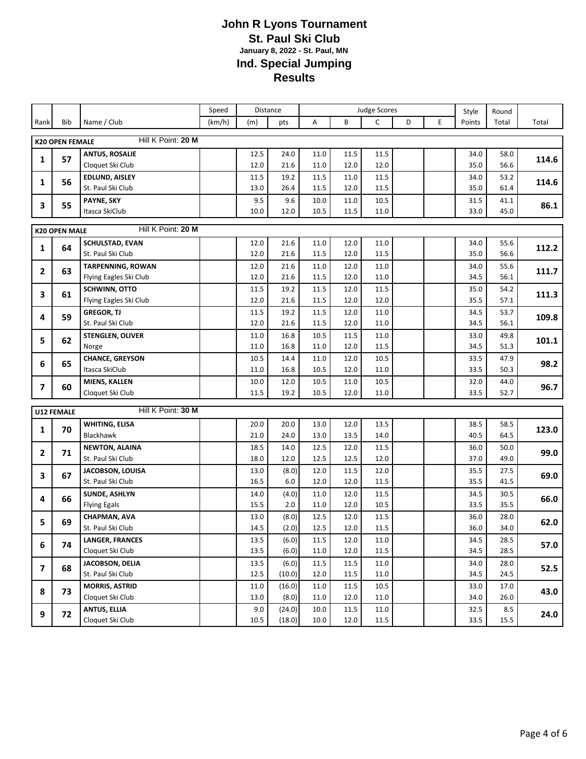# John R Lyons Tournament
## St. Paul Ski Club
### January 8, 2022 - St. Paul, MN
## Ind. Special Jumping
## Results

| Rank | Bib | Name / Club | Speed (km/h) | Distance (m) | Distance pts | A | B | C | D | E | Style Points | Round Total | Total |
|---|---|---|---|---|---|---|---|---|---|---|---|---|---|
| **K20 OPEN FEMALE** | | Hill K Point: **20 M** | | | | | | | | | | | |
| 1 | 57 | **ANTUS, ROSALIE** | | 12.5 | 24.0 | 11.0 | 11.5 | 11.5 | | | 34.0 | 58.0 | 114.6 |
| | | Cloquet Ski Club | | 12.0 | 21.6 | 11.0 | 12.0 | 12.0 | | | 35.0 | 56.6 | |
| 1 | 56 | **EDLUND, AISLEY** | | 11.5 | 19.2 | 11.5 | 11.0 | 11.5 | | | 34.0 | 53.2 | 114.6 |
| | | St. Paul Ski Club | | 13.0 | 26.4 | 11.5 | 12.0 | 11.5 | | | 35.0 | 61.4 | |
| 3 | 55 | **PAYNE, SKY** | | 9.5 | 9.6 | 10.0 | 11.0 | 10.5 | | | 31.5 | 41.1 | 86.1 |
| | | Itasca SkiClub | | 10.0 | 12.0 | 10.5 | 11.5 | 11.0 | | | 33.0 | 45.0 | |
| **K20 OPEN MALE** | | Hill K Point: **20 M** | | | | | | | | | | | |
| 1 | 64 | **SCHULSTAD, EVAN** | | 12.0 | 21.6 | 11.0 | 12.0 | 11.0 | | | 34.0 | 55.6 | 112.2 |
| | | St. Paul Ski Club | | 12.0 | 21.6 | 11.5 | 12.0 | 11.5 | | | 35.0 | 56.6 | |
| 2 | 63 | **TARPENNING, ROWAN** | | 12.0 | 21.6 | 11.0 | 12.0 | 11.0 | | | 34.0 | 55.6 | 111.7 |
| | | Flying Eagles Ski Club | | 12.0 | 21.6 | 11.5 | 12.0 | 11.0 | | | 34.5 | 56.1 | |
| 3 | 61 | **SCHWINN, OTTO** | | 11.5 | 19.2 | 11.5 | 12.0 | 11.5 | | | 35.0 | 54.2 | 111.3 |
| | | Flying Eagles Ski Club | | 12.0 | 21.6 | 11.5 | 12.0 | 12.0 | | | 35.5 | 57.1 | |
| 4 | 59 | **GREGOR, TJ** | | 11.5 | 19.2 | 11.5 | 12.0 | 11.0 | | | 34.5 | 53.7 | 109.8 |
| | | St. Paul Ski Club | | 12.0 | 21.6 | 11.5 | 12.0 | 11.0 | | | 34.5 | 56.1 | |
| 5 | 62 | **STENGLEN, OLIVER** | | 11.0 | 16.8 | 10.5 | 11.5 | 11.0 | | | 33.0 | 49.8 | 101.1 |
| | | Norge | | 11.0 | 16.8 | 11.0 | 12.0 | 11.5 | | | 34.5 | 51.3 | |
| 6 | 65 | **CHANCE, GREYSON** | | 10.5 | 14.4 | 11.0 | 12.0 | 10.5 | | | 33.5 | 47.9 | 98.2 |
| | | Itasca SkiClub | | 11.0 | 16.8 | 10.5 | 12.0 | 11.0 | | | 33.5 | 50.3 | |
| 7 | 60 | **MIENS, KALLEN** | | 10.0 | 12.0 | 10.5 | 11.0 | 10.5 | | | 32.0 | 44.0 | 96.7 |
| | | Cloquet Ski Club | | 11.5 | 19.2 | 10.5 | 12.0 | 11.0 | | | 33.5 | 52.7 | |
| **U12 FEMALE** | | Hill K Point: **30 M** | | | | | | | | | | | |
| 1 | 70 | **WHITING, ELISA** | | 20.0 | 20.0 | 13.0 | 12.0 | 13.5 | | | 38.5 | 58.5 | 123.0 |
| | | Blackhawk | | 21.0 | 24.0 | 13.0 | 13.5 | 14.0 | | | 40.5 | 64.5 | |
| 2 | 71 | **NEWTON, ALAINA** | | 18.5 | 14.0 | 12.5 | 12.0 | 11.5 | | | 36.0 | 50.0 | 99.0 |
| | | St. Paul Ski Club | | 18.0 | 12.0 | 12.5 | 12.5 | 12.0 | | | 37.0 | 49.0 | |
| 3 | 67 | **JACOBSON, LOUISA** | | 13.0 | (8.0) | 12.0 | 11.5 | 12.0 | | | 35.5 | 27.5 | 69.0 |
| | | St. Paul Ski Club | | 16.5 | 6.0 | 12.0 | 12.0 | 11.5 | | | 35.5 | 41.5 | |
| 4 | 66 | **SUNDE, ASHLYN** | | 14.0 | (4.0) | 11.0 | 12.0 | 11.5 | | | 34.5 | 30.5 | 66.0 |
| | | Flying Egals | | 15.5 | 2.0 | 11.0 | 12.0 | 10.5 | | | 33.5 | 35.5 | |
| 5 | 69 | **CHAPMAN, AVA** | | 13.0 | (8.0) | 12.5 | 12.0 | 11.5 | | | 36.0 | 28.0 | 62.0 |
| | | St. Paul Ski Club | | 14.5 | (2.0) | 12.5 | 12.0 | 11.5 | | | 36.0 | 34.0 | |
| 6 | 74 | **LANGER, FRANCES** | | 13.5 | (6.0) | 11.5 | 12.0 | 11.0 | | | 34.5 | 28.5 | 57.0 |
| | | Cloquet Ski Club | | 13.5 | (6.0) | 11.0 | 12.0 | 11.5 | | | 34.5 | 28.5 | |
| 7 | 68 | **JACOBSON, DELIA** | | 13.5 | (6.0) | 11.5 | 11.5 | 11.0 | | | 34.0 | 28.0 | 52.5 |
| | | St. Paul Ski Club | | 12.5 | (10.0) | 12.0 | 11.5 | 11.0 | | | 34.5 | 24.5 | |
| 8 | 73 | **MORRIS, ASTRID** | | 11.0 | (16.0) | 11.0 | 11.5 | 10.5 | | | 33.0 | 17.0 | 43.0 |
| | | Cloquet Ski Club | | 13.0 | (8.0) | 11.0 | 12.0 | 11.0 | | | 34.0 | 26.0 | |
| 9 | 72 | **ANTUS, ELLIA** | | 9.0 | (24.0) | 10.0 | 11.5 | 11.0 | | | 32.5 | 8.5 | 24.0 |
| | | Cloquet Ski Club | | 10.5 | (18.0) | 10.0 | 12.0 | 11.5 | | | 33.5 | 15.5 | |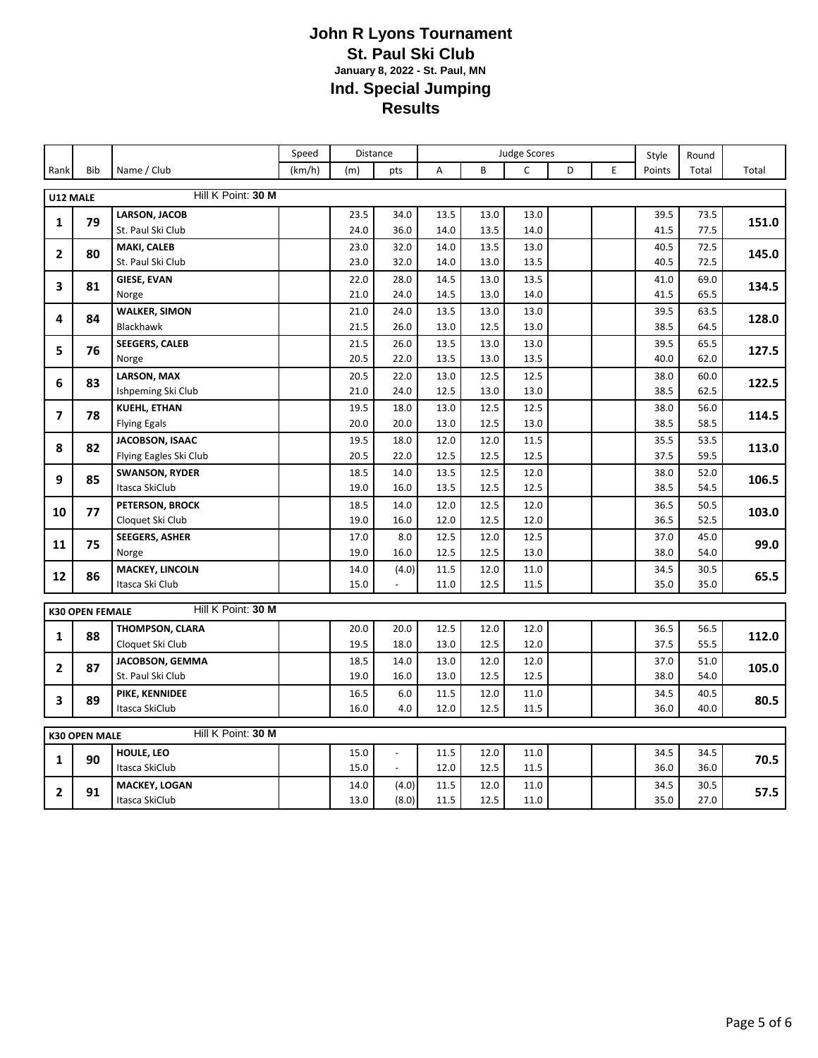# John R Lyons Tournament

## St. Paul Ski Club

**January 8, 2022 - St. Paul, MN**

## Ind. Special Jumping

## Results

| Rank | Bib | Name / Club | Speed (km/h) | Distance (m) | Distance pts | A | B | C | D | E | Style Points | Round Total | Total |
|---|---|---|---|---|---|---|---|---|---|---|---|---|---|
| **U12 MALE** | | Hill K Point: **30 M** | | | | | | | | | | | |
| 1 | 79 | **LARSON, JACOB** | | 23.5 | 34.0 | 13.5 | 13.0 | 13.0 | | | 39.5 | 73.5 | **151.0** |
| | | St. Paul Ski Club | | 24.0 | 36.0 | 14.0 | 13.5 | 14.0 | | | 41.5 | 77.5 | |
| 2 | 80 | **MAKI, CALEB** | | 23.0 | 32.0 | 14.0 | 13.5 | 13.0 | | | 40.5 | 72.5 | **145.0** |
| | | St. Paul Ski Club | | 23.0 | 32.0 | 14.0 | 13.0 | 13.5 | | | 40.5 | 72.5 | |
| 3 | 81 | **GIESE, EVAN** | | 22.0 | 28.0 | 14.5 | 13.0 | 13.5 | | | 41.0 | 69.0 | **134.5** |
| | | Norge | | 21.0 | 24.0 | 14.5 | 13.0 | 14.0 | | | 41.5 | 65.5 | |
| 4 | 84 | **WALKER, SIMON** | | 21.0 | 24.0 | 13.5 | 13.0 | 13.0 | | | 39.5 | 63.5 | **128.0** |
| | | Blackhawk | | 21.5 | 26.0 | 13.0 | 12.5 | 13.0 | | | 38.5 | 64.5 | |
| 5 | 76 | **SEEGERS, CALEB** | | 21.5 | 26.0 | 13.5 | 13.0 | 13.0 | | | 39.5 | 65.5 | **127.5** |
| | | Norge | | 20.5 | 22.0 | 13.5 | 13.0 | 13.5 | | | 40.0 | 62.0 | |
| 6 | 83 | **LARSON, MAX** | | 20.5 | 22.0 | 13.0 | 12.5 | 12.5 | | | 38.0 | 60.0 | **122.5** |
| | | Ishpeming Ski Club | | 21.0 | 24.0 | 12.5 | 13.0 | 13.0 | | | 38.5 | 62.5 | |
| 7 | 78 | **KUEHL, ETHAN** | | 19.5 | 18.0 | 13.0 | 12.5 | 12.5 | | | 38.0 | 56.0 | **114.5** |
| | | Flying Egals | | 20.0 | 20.0 | 13.0 | 12.5 | 13.0 | | | 38.5 | 58.5 | |
| 8 | 82 | **JACOBSON, ISAAC** | | 19.5 | 18.0 | 12.0 | 12.0 | 11.5 | | | 35.5 | 53.5 | **113.0** |
| | | Flying Eagles Ski Club | | 20.5 | 22.0 | 12.5 | 12.5 | 12.5 | | | 37.5 | 59.5 | |
| 9 | 85 | **SWANSON, RYDER** | | 18.5 | 14.0 | 13.5 | 12.5 | 12.0 | | | 38.0 | 52.0 | **106.5** |
| | | Itasca SkiClub | | 19.0 | 16.0 | 13.5 | 12.5 | 12.5 | | | 38.5 | 54.5 | |
| 10 | 77 | **PETERSON, BROCK** | | 18.5 | 14.0 | 12.0 | 12.5 | 12.0 | | | 36.5 | 50.5 | **103.0** |
| | | Cloquet Ski Club | | 19.0 | 16.0 | 12.0 | 12.5 | 12.0 | | | 36.5 | 52.5 | |
| 11 | 75 | **SEEGERS, ASHER** | | 17.0 | 8.0 | 12.5 | 12.0 | 12.5 | | | 37.0 | 45.0 | **99.0** |
| | | Norge | | 19.0 | 16.0 | 12.5 | 12.5 | 13.0 | | | 38.0 | 54.0 | |
| 12 | 86 | **MACKEY, LINCOLN** | | 14.0 | (4.0) | 11.5 | 12.0 | 11.0 | | | 34.5 | 30.5 | **65.5** |
| | | Itasca Ski Club | | 15.0 | - | 11.0 | 12.5 | 11.5 | | | 35.0 | 35.0 | |
| **K30 OPEN FEMALE** | | Hill K Point: **30 M** | | | | | | | | | | | |
| 1 | 88 | **THOMPSON, CLARA** | | 20.0 | 20.0 | 12.5 | 12.0 | 12.0 | | | 36.5 | 56.5 | **112.0** |
| | | Cloquet Ski Club | | 19.5 | 18.0 | 13.0 | 12.5 | 12.0 | | | 37.5 | 55.5 | |
| 2 | 87 | **JACOBSON, GEMMA** | | 18.5 | 14.0 | 13.0 | 12.0 | 12.0 | | | 37.0 | 51.0 | **105.0** |
| | | St. Paul Ski Club | | 19.0 | 16.0 | 13.0 | 12.5 | 12.5 | | | 38.0 | 54.0 | |
| 3 | 89 | **PIKE, KENNIDEE** | | 16.5 | 6.0 | 11.5 | 12.0 | 11.0 | | | 34.5 | 40.5 | **80.5** |
| | | Itasca SkiClub | | 16.0 | 4.0 | 12.0 | 12.5 | 11.5 | | | 36.0 | 40.0 | |
| **K30 OPEN MALE** | | Hill K Point: **30 M** | | | | | | | | | | | |
| 1 | 90 | **HOULE, LEO** | | 15.0 | - | 11.5 | 12.0 | 11.0 | | | 34.5 | 34.5 | **70.5** |
| | | Itasca SkiClub | | 15.0 | - | 12.0 | 12.5 | 11.5 | | | 36.0 | 36.0 | |
| 2 | 91 | **MACKEY, LOGAN** | | 14.0 | (4.0) | 11.5 | 12.0 | 11.0 | | | 34.5 | 30.5 | **57.5** |
| | | Itasca SkiClub | | 13.0 | (8.0) | 11.5 | 12.5 | 11.0 | | | 35.0 | 27.0 | |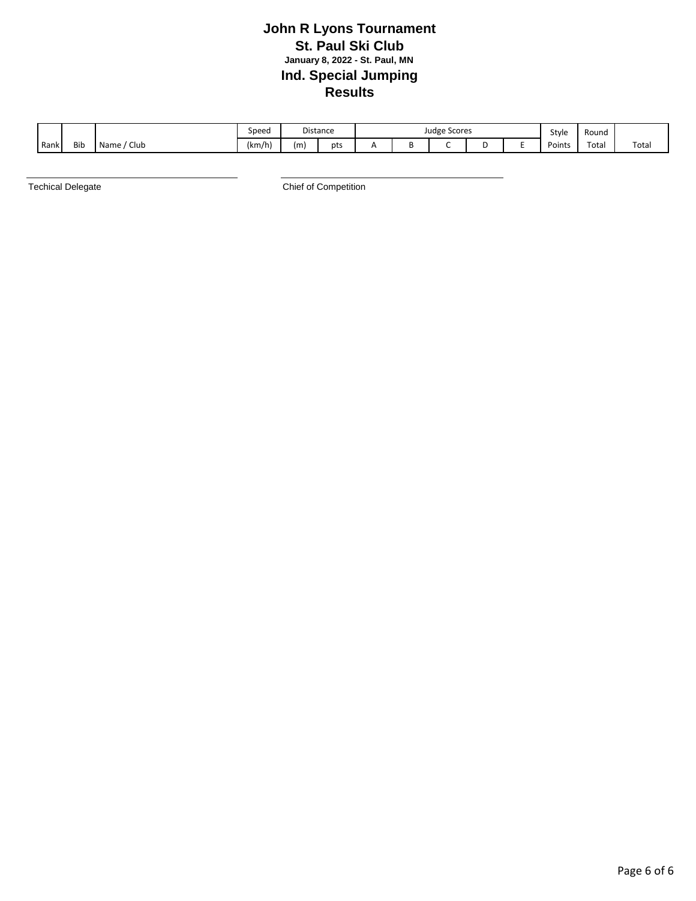# John R Lyons Tournament

## St. Paul Ski Club

**January 8, 2022 - St. Paul, MN**

## Ind. Special Jumping

## Results

| | | | Speed | Distance | | Judge Scores | | | | | Style | Round | |
|---|---|---|---|---|---|---|---|---|---|---|---|---|---|
| Rank | Bib | Name / Club | (km/h) | (m) | pts | A | B | C | D | E | Points | Total | Total |

Techical Delegate

Chief of Competition